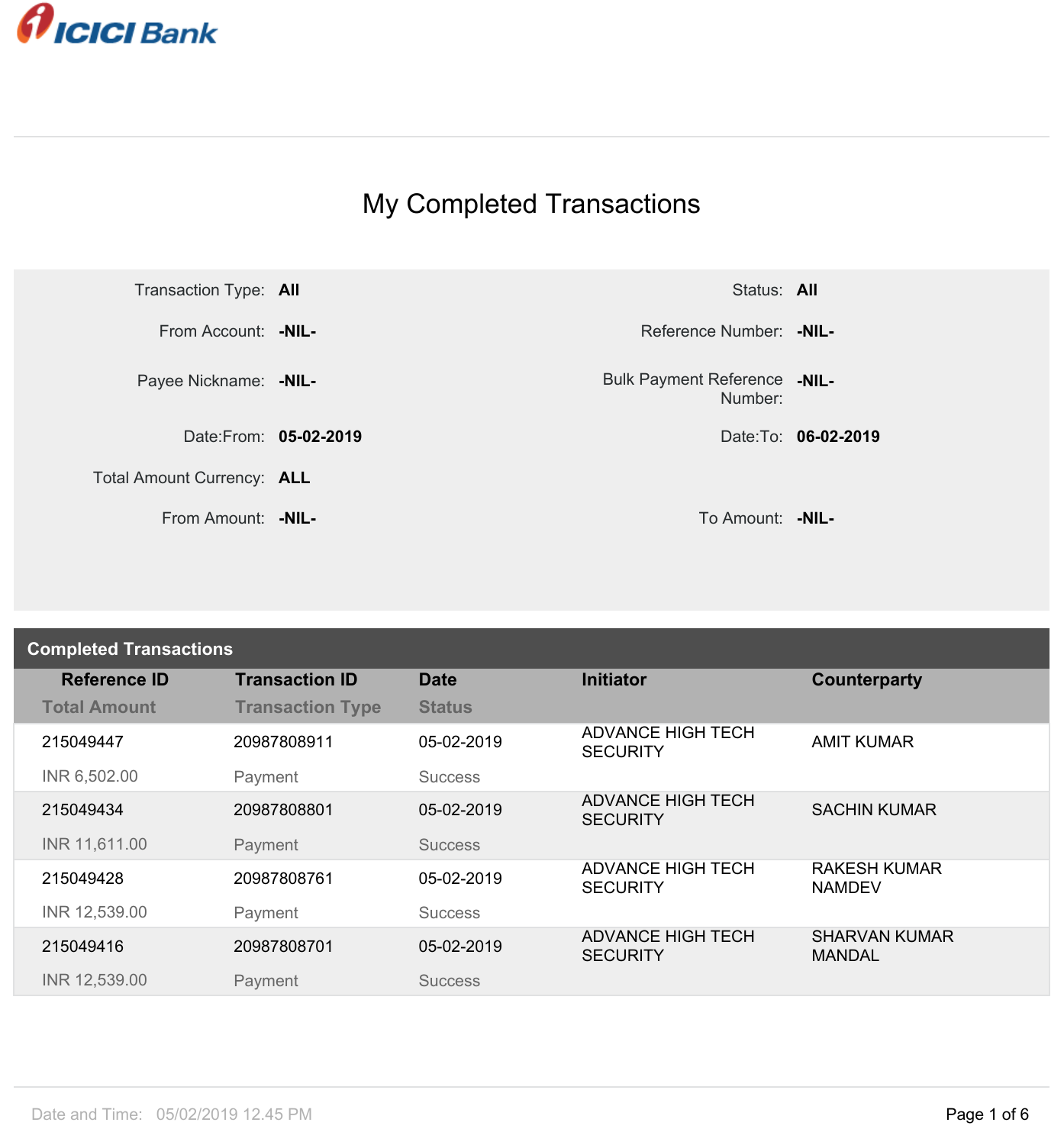ICICI Bank

# My Completed Transactions

| | | | |
|---|---|---|---|
| Transaction Type: | **All** | Status: | **All** |
| From Account: | **-NIL-** | Reference Number: | **-NIL-** |
| Payee Nickname: | **-NIL-** | Bulk Payment Reference Number: | **-NIL-** |
| Date:From: | **05-02-2019** | Date:To: | **06-02-2019** |
| Total Amount Currency: | **ALL** | | |
| From Amount: | **-NIL-** | To Amount: | **-NIL-** |

## Completed Transactions

| Reference ID / Total Amount | Transaction ID / Transaction Type | Date / Status | Initiator | Counterparty |
|---|---|---|---|---|
| 215049447<br>INR 6,502.00 | 20987808911<br>Payment | 05-02-2019<br>Success | ADVANCE HIGH TECH SECURITY | AMIT KUMAR |
| 215049434<br>INR 11,611.00 | 20987808801<br>Payment | 05-02-2019<br>Success | ADVANCE HIGH TECH SECURITY | SACHIN KUMAR |
| 215049428<br>INR 12,539.00 | 20987808761<br>Payment | 05-02-2019<br>Success | ADVANCE HIGH TECH SECURITY | RAKESH KUMAR NAMDEV |
| 215049416<br>INR 12,539.00 | 20987808701<br>Payment | 05-02-2019<br>Success | ADVANCE HIGH TECH SECURITY | SHARVAN KUMAR MANDAL |

Date and Time: 05/02/2019 12.45 PM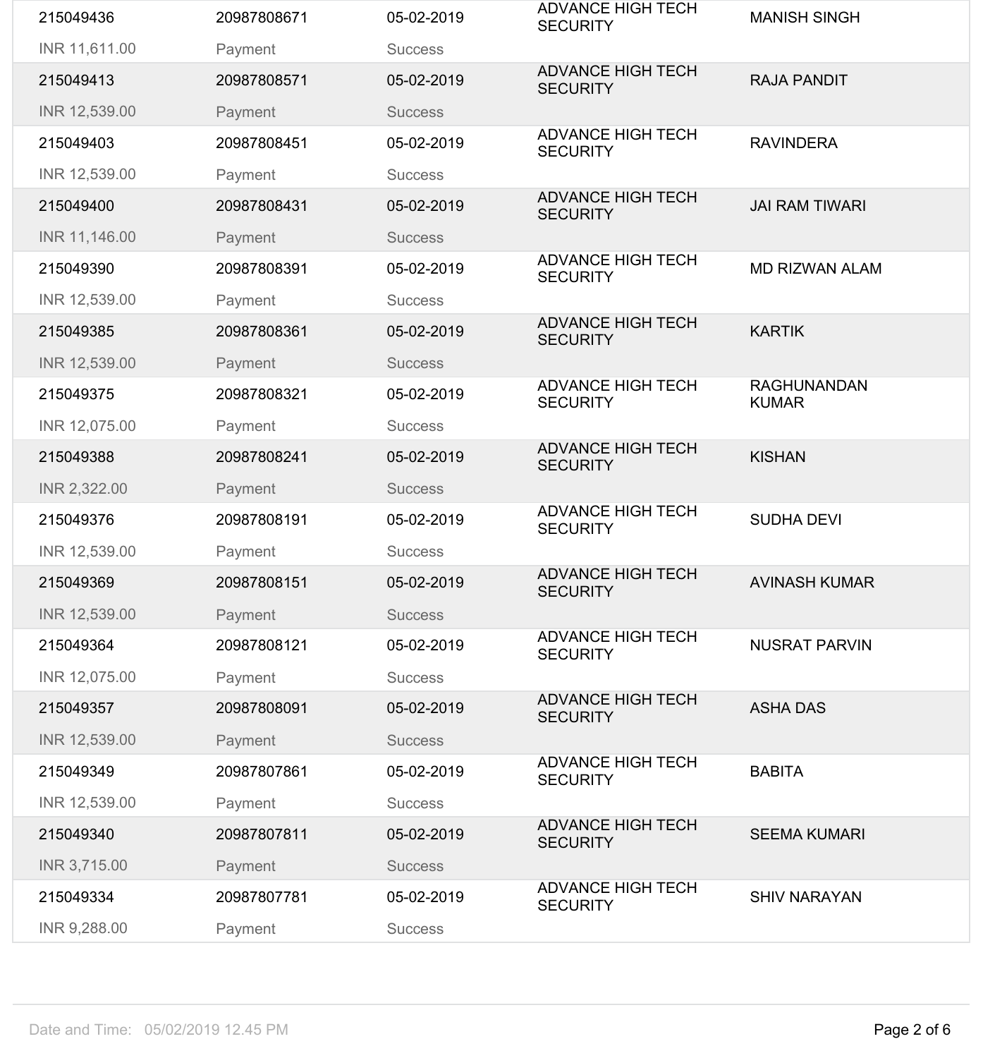| | | | | |
|---|---|---|---|---|
| 215049436<br>INR 11,611.00 | 20987808671<br>Payment | 05-02-2019<br>Success | ADVANCE HIGH TECH SECURITY | MANISH SINGH |
| 215049413<br>INR 12,539.00 | 20987808571<br>Payment | 05-02-2019<br>Success | ADVANCE HIGH TECH SECURITY | RAJA PANDIT |
| 215049403<br>INR 12,539.00 | 20987808451<br>Payment | 05-02-2019<br>Success | ADVANCE HIGH TECH SECURITY | RAVINDERA |
| 215049400<br>INR 11,146.00 | 20987808431<br>Payment | 05-02-2019<br>Success | ADVANCE HIGH TECH SECURITY | JAI RAM TIWARI |
| 215049390<br>INR 12,539.00 | 20987808391<br>Payment | 05-02-2019<br>Success | ADVANCE HIGH TECH SECURITY | MD RIZWAN ALAM |
| 215049385<br>INR 12,539.00 | 20987808361<br>Payment | 05-02-2019<br>Success | ADVANCE HIGH TECH SECURITY | KARTIK |
| 215049375<br>INR 12,075.00 | 20987808321<br>Payment | 05-02-2019<br>Success | ADVANCE HIGH TECH SECURITY | RAGHUNANDAN KUMAR |
| 215049388<br>INR 2,322.00 | 20987808241<br>Payment | 05-02-2019<br>Success | ADVANCE HIGH TECH SECURITY | KISHAN |
| 215049376<br>INR 12,539.00 | 20987808191<br>Payment | 05-02-2019<br>Success | ADVANCE HIGH TECH SECURITY | SUDHA DEVI |
| 215049369<br>INR 12,539.00 | 20987808151<br>Payment | 05-02-2019<br>Success | ADVANCE HIGH TECH SECURITY | AVINASH KUMAR |
| 215049364<br>INR 12,075.00 | 20987808121<br>Payment | 05-02-2019<br>Success | ADVANCE HIGH TECH SECURITY | NUSRAT PARVIN |
| 215049357<br>INR 12,539.00 | 20987808091<br>Payment | 05-02-2019<br>Success | ADVANCE HIGH TECH SECURITY | ASHA DAS |
| 215049349<br>INR 12,539.00 | 20987807861<br>Payment | 05-02-2019<br>Success | ADVANCE HIGH TECH SECURITY | BABITA |
| 215049340<br>INR 3,715.00 | 20987807811<br>Payment | 05-02-2019<br>Success | ADVANCE HIGH TECH SECURITY | SEEMA KUMARI |
| 215049334<br>INR 9,288.00 | 20987807781<br>Payment | 05-02-2019<br>Success | ADVANCE HIGH TECH SECURITY | SHIV NARAYAN |

Date and Time: 05/02/2019 12.45 PM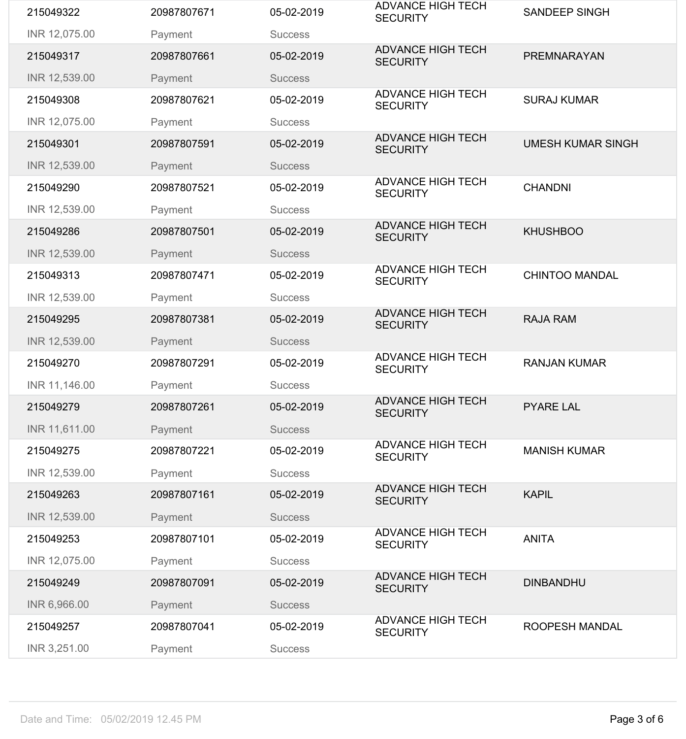| | | | | |
|---|---|---|---|---|
| 215049322 | 20987807671 | 05-02-2019 | ADVANCE HIGH TECH SECURITY | SANDEEP SINGH |
| INR 12,075.00 | Payment | Success | | |
| 215049317 | 20987807661 | 05-02-2019 | ADVANCE HIGH TECH SECURITY | PREMNARAYAN |
| INR 12,539.00 | Payment | Success | | |
| 215049308 | 20987807621 | 05-02-2019 | ADVANCE HIGH TECH SECURITY | SURAJ KUMAR |
| INR 12,075.00 | Payment | Success | | |
| 215049301 | 20987807591 | 05-02-2019 | ADVANCE HIGH TECH SECURITY | UMESH KUMAR SINGH |
| INR 12,539.00 | Payment | Success | | |
| 215049290 | 20987807521 | 05-02-2019 | ADVANCE HIGH TECH SECURITY | CHANDNI |
| INR 12,539.00 | Payment | Success | | |
| 215049286 | 20987807501 | 05-02-2019 | ADVANCE HIGH TECH SECURITY | KHUSHBOO |
| INR 12,539.00 | Payment | Success | | |
| 215049313 | 20987807471 | 05-02-2019 | ADVANCE HIGH TECH SECURITY | CHINTOO MANDAL |
| INR 12,539.00 | Payment | Success | | |
| 215049295 | 20987807381 | 05-02-2019 | ADVANCE HIGH TECH SECURITY | RAJA RAM |
| INR 12,539.00 | Payment | Success | | |
| 215049270 | 20987807291 | 05-02-2019 | ADVANCE HIGH TECH SECURITY | RANJAN KUMAR |
| INR 11,146.00 | Payment | Success | | |
| 215049279 | 20987807261 | 05-02-2019 | ADVANCE HIGH TECH SECURITY | PYARE LAL |
| INR 11,611.00 | Payment | Success | | |
| 215049275 | 20987807221 | 05-02-2019 | ADVANCE HIGH TECH SECURITY | MANISH KUMAR |
| INR 12,539.00 | Payment | Success | | |
| 215049263 | 20987807161 | 05-02-2019 | ADVANCE HIGH TECH SECURITY | KAPIL |
| INR 12,539.00 | Payment | Success | | |
| 215049253 | 20987807101 | 05-02-2019 | ADVANCE HIGH TECH SECURITY | ANITA |
| INR 12,075.00 | Payment | Success | | |
| 215049249 | 20987807091 | 05-02-2019 | ADVANCE HIGH TECH SECURITY | DINBANDHU |
| INR 6,966.00 | Payment | Success | | |
| 215049257 | 20987807041 | 05-02-2019 | ADVANCE HIGH TECH SECURITY | ROOPESH MANDAL |
| INR 3,251.00 | Payment | Success | | |

Date and Time: 05/02/2019 12.45 PM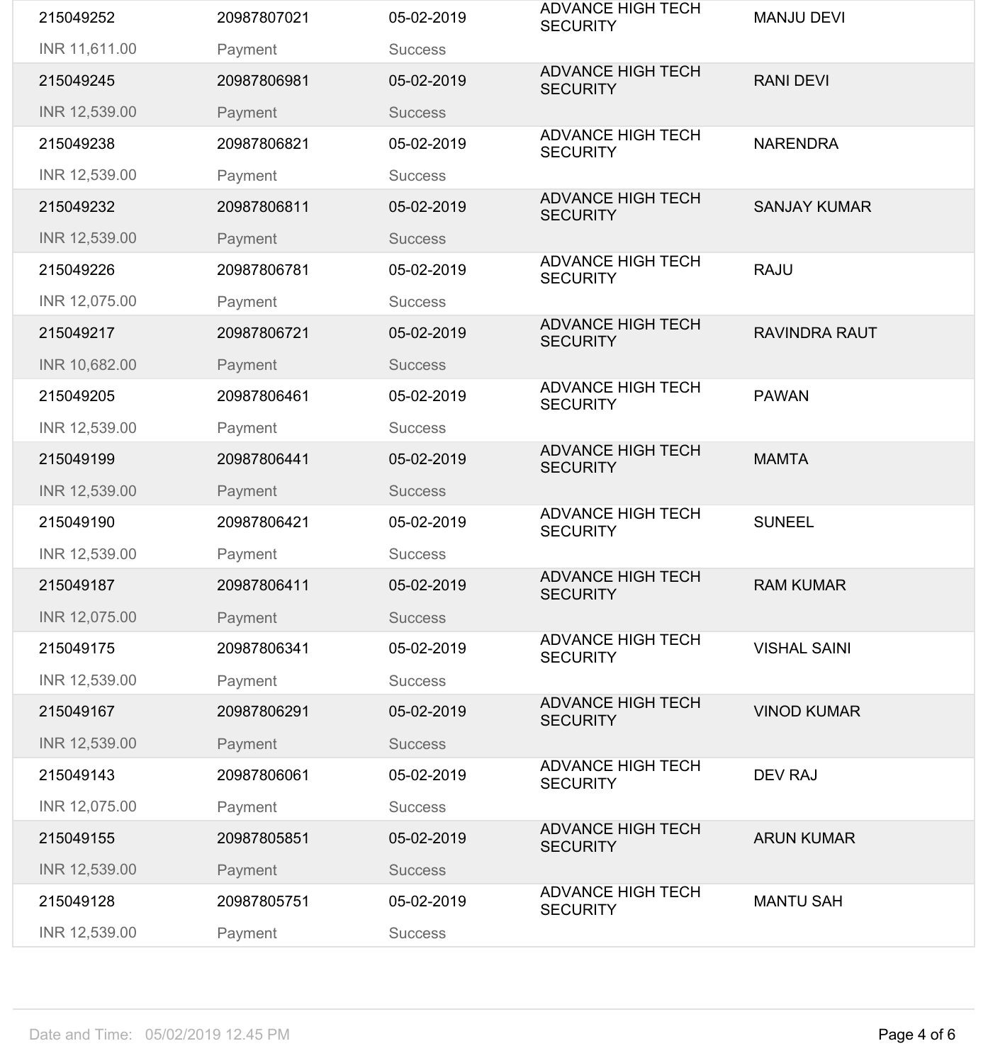| | | | | |
|---|---|---|---|---|
| 215049252 | 20987807021 | 05-02-2019 | ADVANCE HIGH TECH SECURITY | MANJU DEVI |
| INR 11,611.00 | Payment | Success | | |
| 215049245 | 20987806981 | 05-02-2019 | ADVANCE HIGH TECH SECURITY | RANI DEVI |
| INR 12,539.00 | Payment | Success | | |
| 215049238 | 20987806821 | 05-02-2019 | ADVANCE HIGH TECH SECURITY | NARENDRA |
| INR 12,539.00 | Payment | Success | | |
| 215049232 | 20987806811 | 05-02-2019 | ADVANCE HIGH TECH SECURITY | SANJAY KUMAR |
| INR 12,539.00 | Payment | Success | | |
| 215049226 | 20987806781 | 05-02-2019 | ADVANCE HIGH TECH SECURITY | RAJU |
| INR 12,075.00 | Payment | Success | | |
| 215049217 | 20987806721 | 05-02-2019 | ADVANCE HIGH TECH SECURITY | RAVINDRA RAUT |
| INR 10,682.00 | Payment | Success | | |
| 215049205 | 20987806461 | 05-02-2019 | ADVANCE HIGH TECH SECURITY | PAWAN |
| INR 12,539.00 | Payment | Success | | |
| 215049199 | 20987806441 | 05-02-2019 | ADVANCE HIGH TECH SECURITY | MAMTA |
| INR 12,539.00 | Payment | Success | | |
| 215049190 | 20987806421 | 05-02-2019 | ADVANCE HIGH TECH SECURITY | SUNEEL |
| INR 12,539.00 | Payment | Success | | |
| 215049187 | 20987806411 | 05-02-2019 | ADVANCE HIGH TECH SECURITY | RAM KUMAR |
| INR 12,075.00 | Payment | Success | | |
| 215049175 | 20987806341 | 05-02-2019 | ADVANCE HIGH TECH SECURITY | VISHAL SAINI |
| INR 12,539.00 | Payment | Success | | |
| 215049167 | 20987806291 | 05-02-2019 | ADVANCE HIGH TECH SECURITY | VINOD KUMAR |
| INR 12,539.00 | Payment | Success | | |
| 215049143 | 20987806061 | 05-02-2019 | ADVANCE HIGH TECH SECURITY | DEV RAJ |
| INR 12,075.00 | Payment | Success | | |
| 215049155 | 20987805851 | 05-02-2019 | ADVANCE HIGH TECH SECURITY | ARUN KUMAR |
| INR 12,539.00 | Payment | Success | | |
| 215049128 | 20987805751 | 05-02-2019 | ADVANCE HIGH TECH SECURITY | MANTU SAH |
| INR 12,539.00 | Payment | Success | | |

Date and Time: 05/02/2019 12.45 PM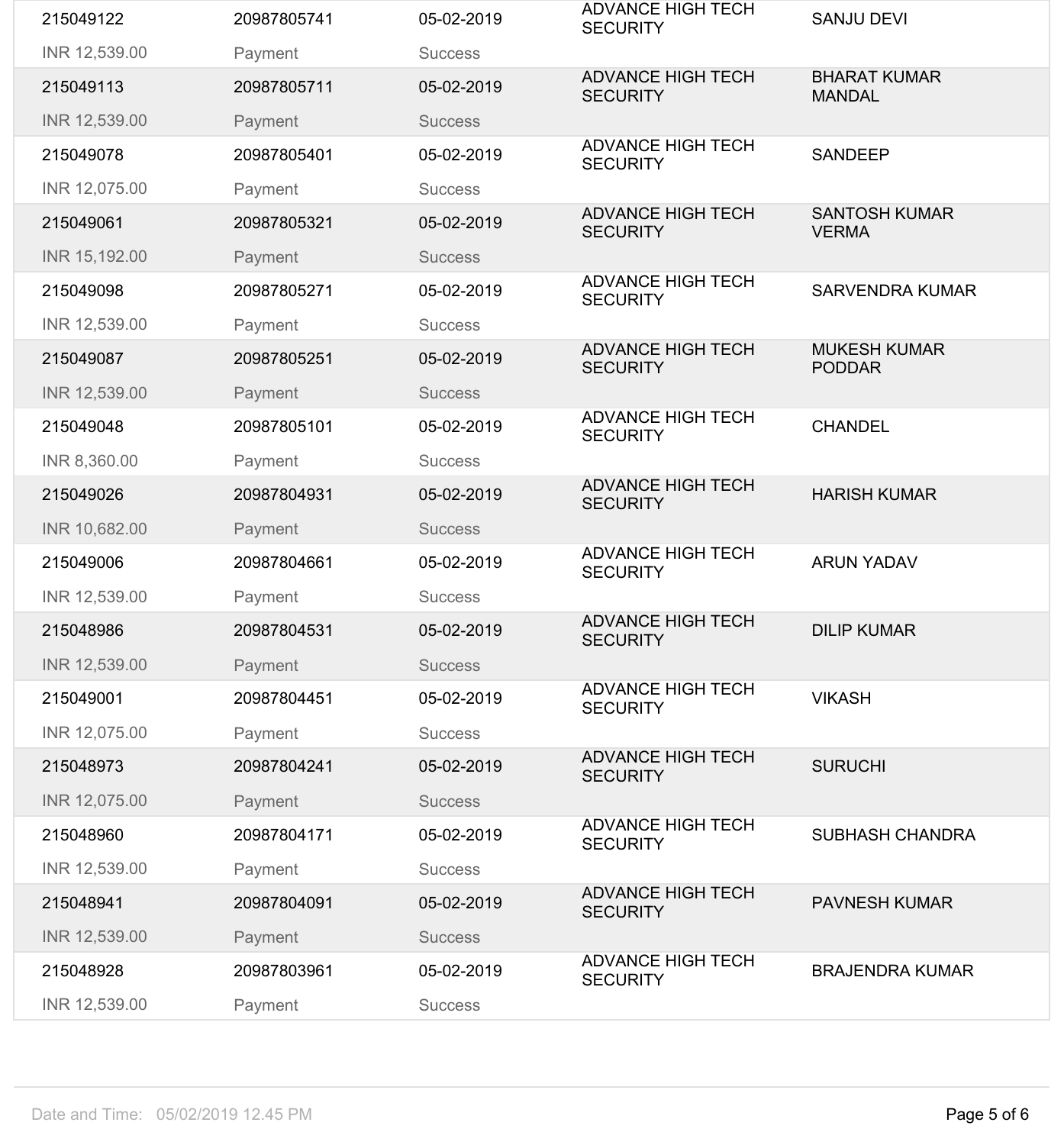| | | | | |
|---|---|---|---|---|
| 215049122 | 20987805741 | 05-02-2019 | ADVANCE HIGH TECH SECURITY | SANJU DEVI |
| INR 12,539.00 | Payment | Success | | |
| 215049113 | 20987805711 | 05-02-2019 | ADVANCE HIGH TECH SECURITY | BHARAT KUMAR MANDAL |
| INR 12,539.00 | Payment | Success | | |
| 215049078 | 20987805401 | 05-02-2019 | ADVANCE HIGH TECH SECURITY | SANDEEP |
| INR 12,075.00 | Payment | Success | | |
| 215049061 | 20987805321 | 05-02-2019 | ADVANCE HIGH TECH SECURITY | SANTOSH KUMAR VERMA |
| INR 15,192.00 | Payment | Success | | |
| 215049098 | 20987805271 | 05-02-2019 | ADVANCE HIGH TECH SECURITY | SARVENDRA KUMAR |
| INR 12,539.00 | Payment | Success | | |
| 215049087 | 20987805251 | 05-02-2019 | ADVANCE HIGH TECH SECURITY | MUKESH KUMAR PODDAR |
| INR 12,539.00 | Payment | Success | | |
| 215049048 | 20987805101 | 05-02-2019 | ADVANCE HIGH TECH SECURITY | CHANDEL |
| INR 8,360.00 | Payment | Success | | |
| 215049026 | 20987804931 | 05-02-2019 | ADVANCE HIGH TECH SECURITY | HARISH KUMAR |
| INR 10,682.00 | Payment | Success | | |
| 215049006 | 20987804661 | 05-02-2019 | ADVANCE HIGH TECH SECURITY | ARUN YADAV |
| INR 12,539.00 | Payment | Success | | |
| 215048986 | 20987804531 | 05-02-2019 | ADVANCE HIGH TECH SECURITY | DILIP KUMAR |
| INR 12,539.00 | Payment | Success | | |
| 215049001 | 20987804451 | 05-02-2019 | ADVANCE HIGH TECH SECURITY | VIKASH |
| INR 12,075.00 | Payment | Success | | |
| 215048973 | 20987804241 | 05-02-2019 | ADVANCE HIGH TECH SECURITY | SURUCHI |
| INR 12,075.00 | Payment | Success | | |
| 215048960 | 20987804171 | 05-02-2019 | ADVANCE HIGH TECH SECURITY | SUBHASH CHANDRA |
| INR 12,539.00 | Payment | Success | | |
| 215048941 | 20987804091 | 05-02-2019 | ADVANCE HIGH TECH SECURITY | PAVNESH KUMAR |
| INR 12,539.00 | Payment | Success | | |
| 215048928 | 20987803961 | 05-02-2019 | ADVANCE HIGH TECH SECURITY | BRAJENDRA KUMAR |
| INR 12,539.00 | Payment | Success | | |

Date and Time: 05/02/2019 12.45 PM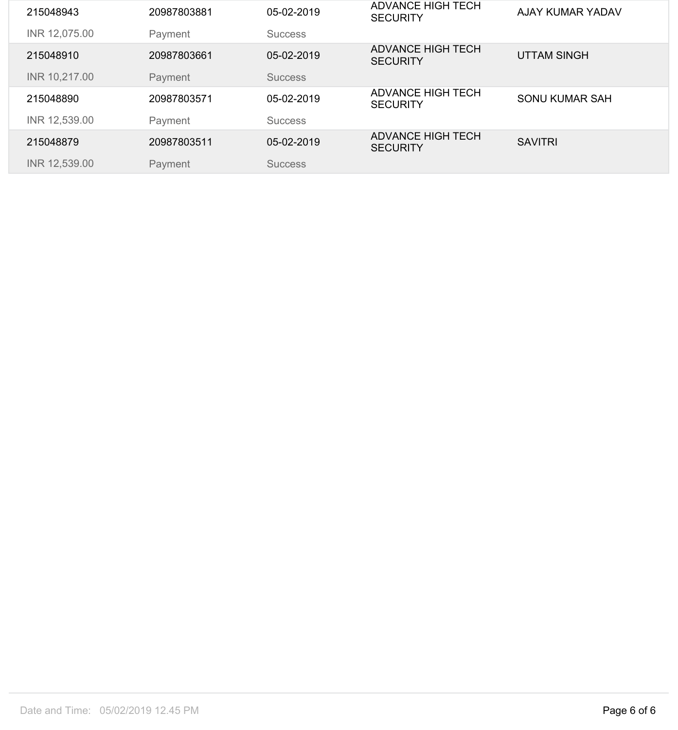| | | | | |
|---|---|---|---|---|
| 215048943 | 20987803881 | 05-02-2019 | ADVANCE HIGH TECH SECURITY | AJAY KUMAR YADAV |
| INR 12,075.00 | Payment | Success | | |
| 215048910 | 20987803661 | 05-02-2019 | ADVANCE HIGH TECH SECURITY | UTTAM SINGH |
| INR 10,217.00 | Payment | Success | | |
| 215048890 | 20987803571 | 05-02-2019 | ADVANCE HIGH TECH SECURITY | SONU KUMAR SAH |
| INR 12,539.00 | Payment | Success | | |
| 215048879 | 20987803511 | 05-02-2019 | ADVANCE HIGH TECH SECURITY | SAVITRI |
| INR 12,539.00 | Payment | Success | | |

Date and Time: 05/02/2019 12.45 PM